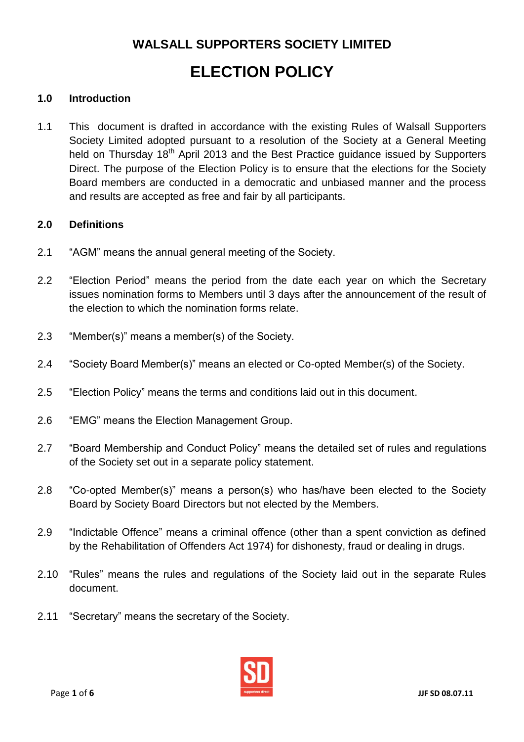# WALSALL SUPPORTERS SOCIETY LIMITED

# ELECTION POLICY

## 1.0 Introduction

1.1 This document is drafted in accordance with the existing Rules of Walsall Supporters Society Limited adopted pursuant to a resolution of the Society at a General Meeting held on Thursday 18th April 2013 and the Best Practice guidance issued by Supporters Direct. The purpose of the Election Policy is to ensure that the elections for the Society Board members are conducted in a democratic and unbiased manner and the process and results are accepted as free and fair by all participants.

## 2.0 Definitions

2.1 "AGM" means the annual general meeting of the Society.

2.2 "Election Period" means the period from the date each year on which the Secretary issues nomination forms to Members until 3 days after the announcement of the result of the election to which the nomination forms relate.

2.3 "Member(s)" means a member(s) of the Society.

2.4 "Society Board Member(s)" means an elected or Co-opted Member(s) of the Society.

2.5 "Election Policy" means the terms and conditions laid out in this document.

2.6 "EMG" means the Election Management Group.

2.7 "Board Membership and Conduct Policy" means the detailed set of rules and regulations of the Society set out in a separate policy statement.

2.8 "Co-opted Member(s)" means a person(s) who has/have been elected to the Society Board by Society Board Directors but not elected by the Members.

2.9 "Indictable Offence" means a criminal offence (other than a spent conviction as defined by the Rehabilitation of Offenders Act 1974) for dishonesty, fraud or dealing in drugs.

2.10 "Rules" means the rules and regulations of the Society laid out in the separate Rules document.

2.11 "Secretary" means the secretary of the Society.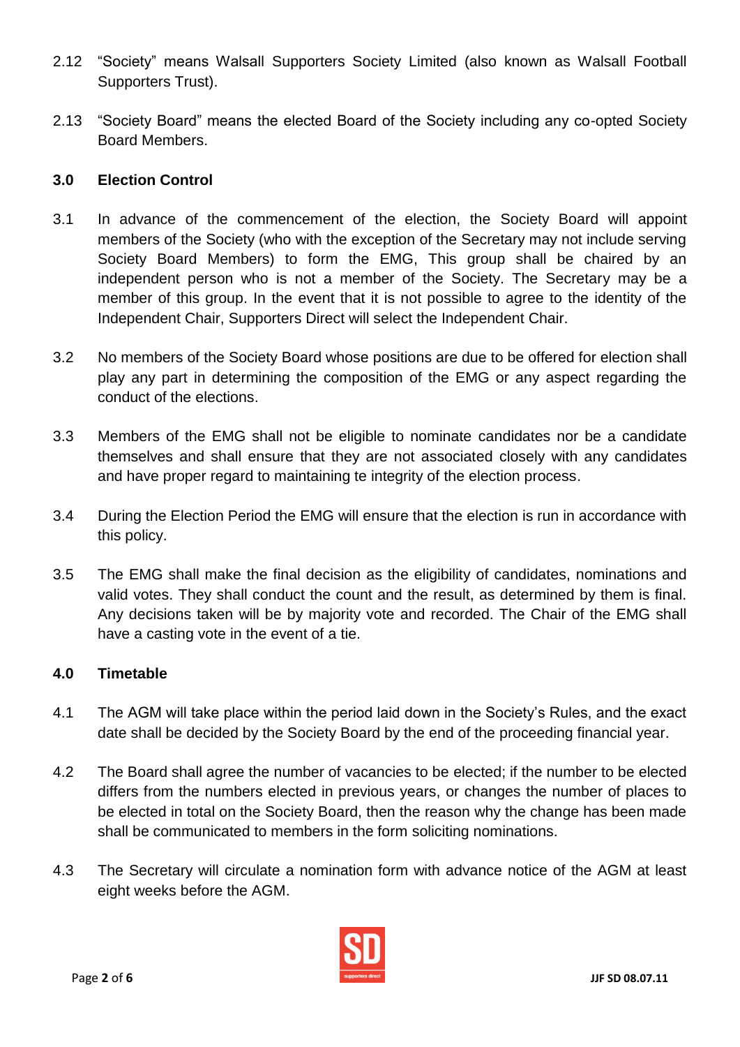2.12 "Society" means Walsall Supporters Society Limited (also known as Walsall Football Supporters Trust).

2.13 "Society Board" means the elected Board of the Society including any co-opted Society Board Members.

## 3.0 Election Control

3.1 In advance of the commencement of the election, the Society Board will appoint members of the Society (who with the exception of the Secretary may not include serving Society Board Members) to form the EMG, This group shall be chaired by an independent person who is not a member of the Society. The Secretary may be a member of this group. In the event that it is not possible to agree to the identity of the Independent Chair, Supporters Direct will select the Independent Chair.

3.2 No members of the Society Board whose positions are due to be offered for election shall play any part in determining the composition of the EMG or any aspect regarding the conduct of the elections.

3.3 Members of the EMG shall not be eligible to nominate candidates nor be a candidate themselves and shall ensure that they are not associated closely with any candidates and have proper regard to maintaining te integrity of the election process.

3.4 During the Election Period the EMG will ensure that the election is run in accordance with this policy.

3.5 The EMG shall make the final decision as the eligibility of candidates, nominations and valid votes. They shall conduct the count and the result, as determined by them is final. Any decisions taken will be by majority vote and recorded. The Chair of the EMG shall have a casting vote in the event of a tie.

## 4.0 Timetable

4.1 The AGM will take place within the period laid down in the Society's Rules, and the exact date shall be decided by the Society Board by the end of the proceeding financial year.

4.2 The Board shall agree the number of vacancies to be elected; if the number to be elected differs from the numbers elected in previous years, or changes the number of places to be elected in total on the Society Board, then the reason why the change has been made shall be communicated to members in the form soliciting nominations.

4.3 The Secretary will circulate a nomination form with advance notice of the AGM at least eight weeks before the AGM.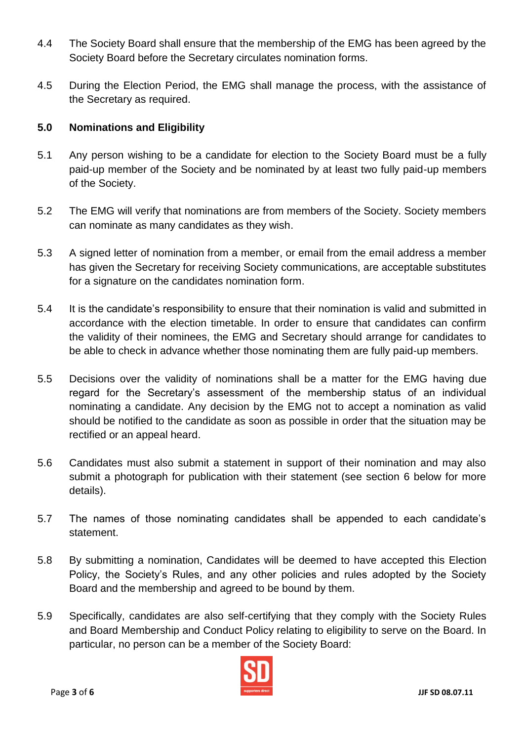4.4 The Society Board shall ensure that the membership of the EMG has been agreed by the Society Board before the Secretary circulates nomination forms.

4.5 During the Election Period, the EMG shall manage the process, with the assistance of the Secretary as required.

## 5.0 Nominations and Eligibility

5.1 Any person wishing to be a candidate for election to the Society Board must be a fully paid-up member of the Society and be nominated by at least two fully paid-up members of the Society.

5.2 The EMG will verify that nominations are from members of the Society. Society members can nominate as many candidates as they wish.

5.3 A signed letter of nomination from a member, or email from the email address a member has given the Secretary for receiving Society communications, are acceptable substitutes for a signature on the candidates nomination form.

5.4 It is the candidate's responsibility to ensure that their nomination is valid and submitted in accordance with the election timetable. In order to ensure that candidates can confirm the validity of their nominees, the EMG and Secretary should arrange for candidates to be able to check in advance whether those nominating them are fully paid-up members.

5.5 Decisions over the validity of nominations shall be a matter for the EMG having due regard for the Secretary's assessment of the membership status of an individual nominating a candidate. Any decision by the EMG not to accept a nomination as valid should be notified to the candidate as soon as possible in order that the situation may be rectified or an appeal heard.

5.6 Candidates must also submit a statement in support of their nomination and may also submit a photograph for publication with their statement (see section 6 below for more details).

5.7 The names of those nominating candidates shall be appended to each candidate's statement.

5.8 By submitting a nomination, Candidates will be deemed to have accepted this Election Policy, the Society's Rules, and any other policies and rules adopted by the Society Board and the membership and agreed to be bound by them.

5.9 Specifically, candidates are also self-certifying that they comply with the Society Rules and Board Membership and Conduct Policy relating to eligibility to serve on the Board. In particular, no person can be a member of the Society Board: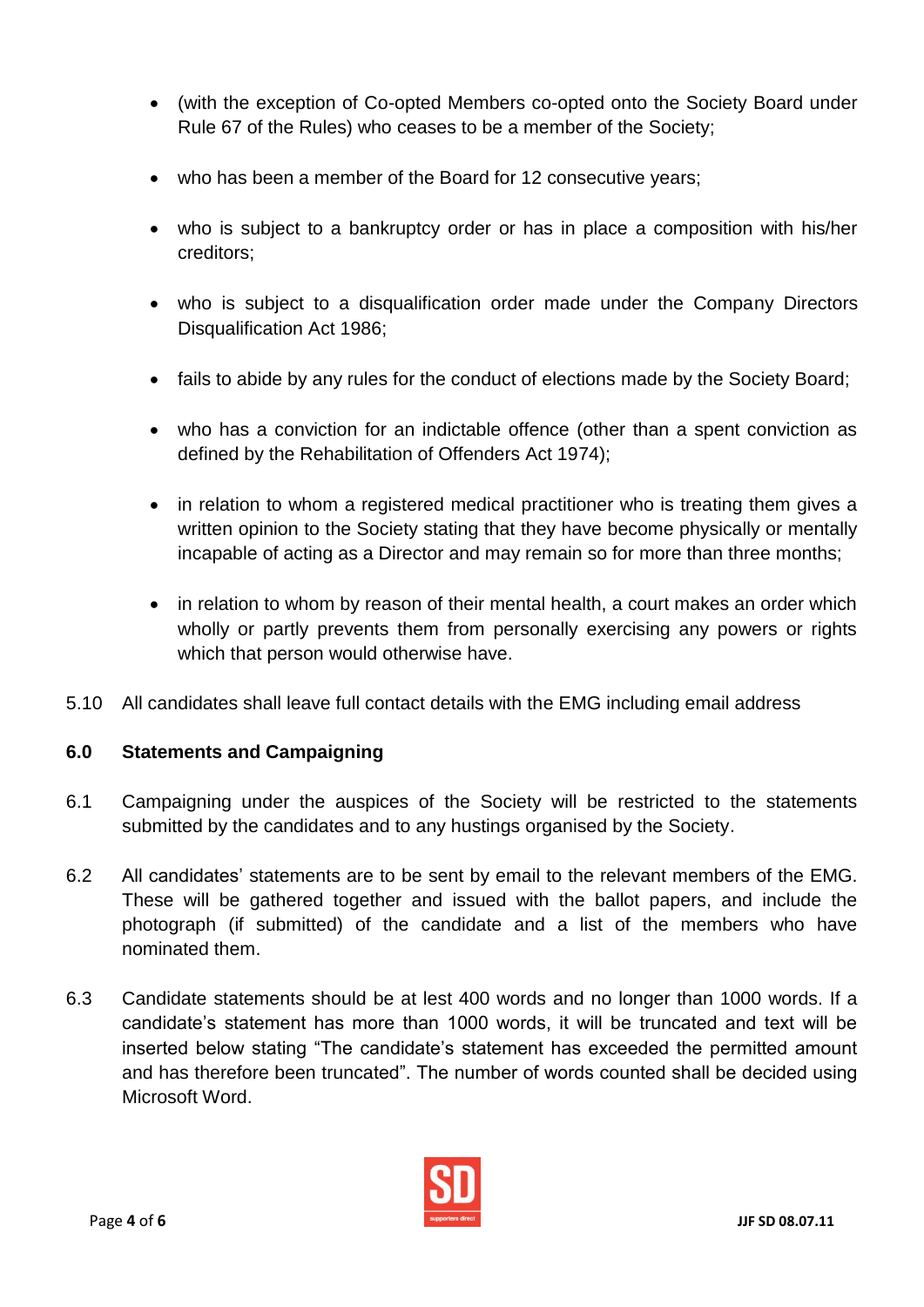- (with the exception of Co-opted Members co-opted onto the Society Board under Rule 67 of the Rules) who ceases to be a member of the Society;
- who has been a member of the Board for 12 consecutive years;
- who is subject to a bankruptcy order or has in place a composition with his/her creditors;
- who is subject to a disqualification order made under the Company Directors Disqualification Act 1986;
- fails to abide by any rules for the conduct of elections made by the Society Board;
- who has a conviction for an indictable offence (other than a spent conviction as defined by the Rehabilitation of Offenders Act 1974);
- in relation to whom a registered medical practitioner who is treating them gives a written opinion to the Society stating that they have become physically or mentally incapable of acting as a Director and may remain so for more than three months;
- in relation to whom by reason of their mental health, a court makes an order which wholly or partly prevents them from personally exercising any powers or rights which that person would otherwise have.

5.10 All candidates shall leave full contact details with the EMG including email address

## 6.0 Statements and Campaigning

6.1 Campaigning under the auspices of the Society will be restricted to the statements submitted by the candidates and to any hustings organised by the Society.

6.2 All candidates' statements are to be sent by email to the relevant members of the EMG. These will be gathered together and issued with the ballot papers, and include the photograph (if submitted) of the candidate and a list of the members who have nominated them.

6.3 Candidate statements should be at lest 400 words and no longer than 1000 words. If a candidate's statement has more than 1000 words, it will be truncated and text will be inserted below stating "The candidate's statement has exceeded the permitted amount and has therefore been truncated". The number of words counted shall be decided using Microsoft Word.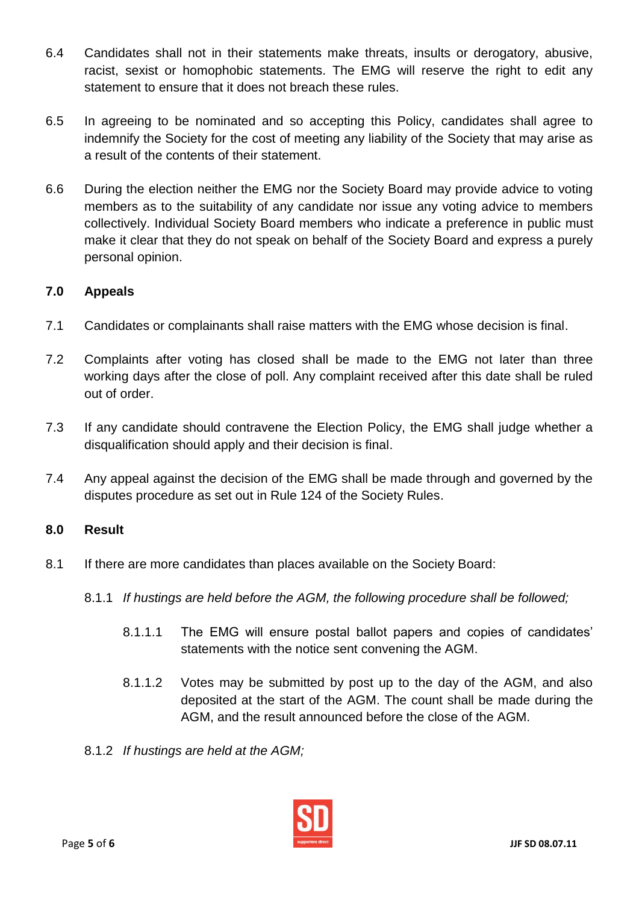6.4 Candidates shall not in their statements make threats, insults or derogatory, abusive, racist, sexist or homophobic statements. The EMG will reserve the right to edit any statement to ensure that it does not breach these rules.

6.5 In agreeing to be nominated and so accepting this Policy, candidates shall agree to indemnify the Society for the cost of meeting any liability of the Society that may arise as a result of the contents of their statement.

6.6 During the election neither the EMG nor the Society Board may provide advice to voting members as to the suitability of any candidate nor issue any voting advice to members collectively. Individual Society Board members who indicate a preference in public must make it clear that they do not speak on behalf of the Society Board and express a purely personal opinion.

## 7.0 Appeals

7.1 Candidates or complainants shall raise matters with the EMG whose decision is final.

7.2 Complaints after voting has closed shall be made to the EMG not later than three working days after the close of poll. Any complaint received after this date shall be ruled out of order.

7.3 If any candidate should contravene the Election Policy, the EMG shall judge whether a disqualification should apply and their decision is final.

7.4 Any appeal against the decision of the EMG shall be made through and governed by the disputes procedure as set out in Rule 124 of the Society Rules.

## 8.0 Result

8.1 If there are more candidates than places available on the Society Board:

8.1.1 *If hustings are held before the AGM, the following procedure shall be followed;*

8.1.1.1 The EMG will ensure postal ballot papers and copies of candidates' statements with the notice sent convening the AGM.

8.1.1.2 Votes may be submitted by post up to the day of the AGM, and also deposited at the start of the AGM. The count shall be made during the AGM, and the result announced before the close of the AGM.

8.1.2 *If hustings are held at the AGM;*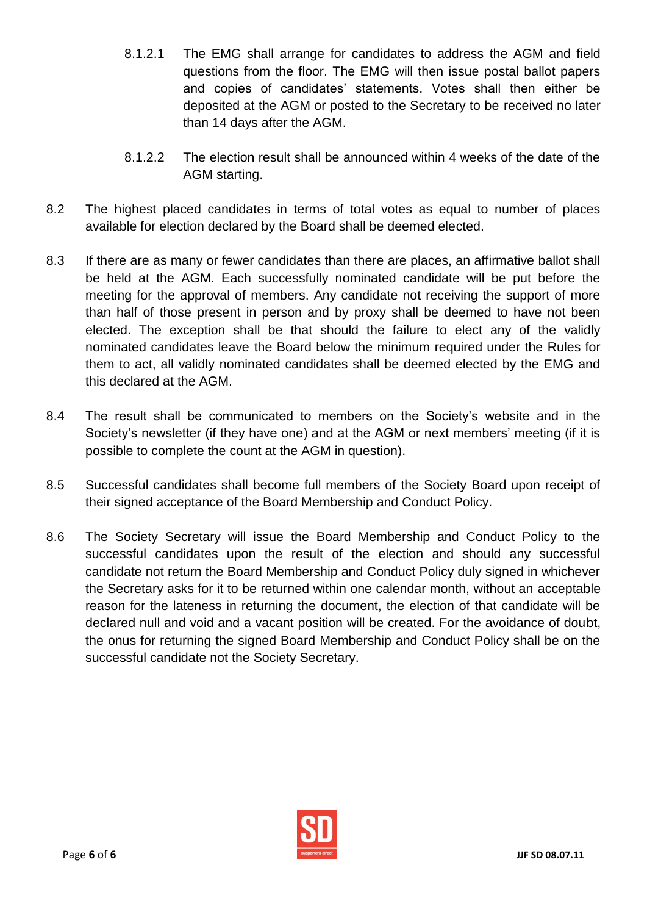8.1.2.1 The EMG shall arrange for candidates to address the AGM and field questions from the floor. The EMG will then issue postal ballot papers and copies of candidates' statements. Votes shall then either be deposited at the AGM or posted to the Secretary to be received no later than 14 days after the AGM.

8.1.2.2 The election result shall be announced within 4 weeks of the date of the AGM starting.

8.2 The highest placed candidates in terms of total votes as equal to number of places available for election declared by the Board shall be deemed elected.

8.3 If there are as many or fewer candidates than there are places, an affirmative ballot shall be held at the AGM. Each successfully nominated candidate will be put before the meeting for the approval of members. Any candidate not receiving the support of more than half of those present in person and by proxy shall be deemed to have not been elected. The exception shall be that should the failure to elect any of the validly nominated candidates leave the Board below the minimum required under the Rules for them to act, all validly nominated candidates shall be deemed elected by the EMG and this declared at the AGM.

8.4 The result shall be communicated to members on the Society's website and in the Society's newsletter (if they have one) and at the AGM or next members' meeting (if it is possible to complete the count at the AGM in question).

8.5 Successful candidates shall become full members of the Society Board upon receipt of their signed acceptance of the Board Membership and Conduct Policy.

8.6 The Society Secretary will issue the Board Membership and Conduct Policy to the successful candidates upon the result of the election and should any successful candidate not return the Board Membership and Conduct Policy duly signed in whichever the Secretary asks for it to be returned within one calendar month, without an acceptable reason for the lateness in returning the document, the election of that candidate will be declared null and void and a vacant position will be created. For the avoidance of doubt, the onus for returning the signed Board Membership and Conduct Policy shall be on the successful candidate not the Society Secretary.